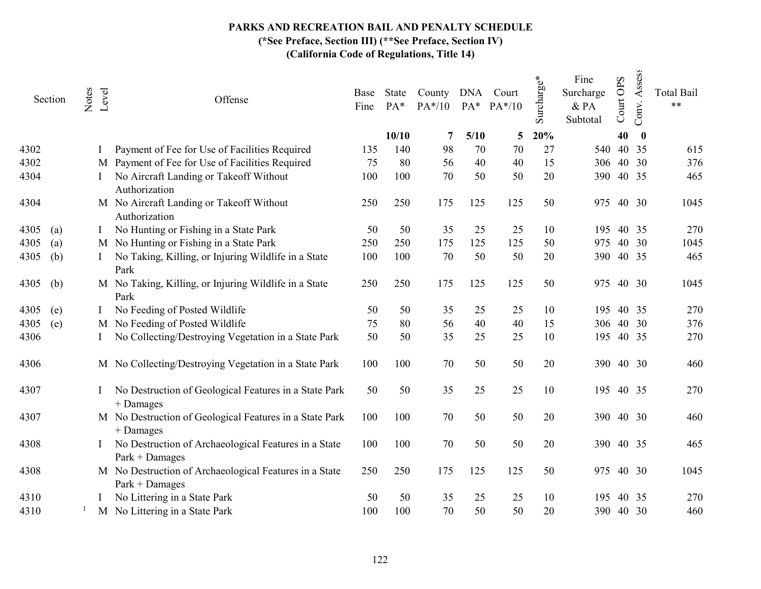# PARKS AND RECREATION BAIL AND PENALTY SCHEDULE

**(*See Preface, Section III) (**See Preface, Section IV)**

**(California Code of Regulations, Title 14)**

| Section | Notes | Level | Offense | Base Fine | State PA* | County PA*/10 | DNA PA* | Court PA*/10 | Surcharge* | Fine Surcharge & PA Subtotal | Court OPS | Conv. Assess | Total Bail ** |
|---|---|---|---|---|---|---|---|---|---|---|---|---|---|
| | | | | | **10/10** | **7** | **5/10** | **5** | **20%** | | **40** | **0** | |
| 4302 | | I | Payment of Fee for Use of Facilities Required | 135 | 140 | 98 | 70 | 70 | 27 | 540 | 40 | 35 | 615 |
| 4302 | | M | Payment of Fee for Use of Facilities Required | 75 | 80 | 56 | 40 | 40 | 15 | 306 | 40 | 30 | 376 |
| 4304 | | I | No Aircraft Landing or Takeoff Without Authorization | 100 | 100 | 70 | 50 | 50 | 20 | 390 | 40 | 35 | 465 |
| 4304 | | M | No Aircraft Landing or Takeoff Without Authorization | 250 | 250 | 175 | 125 | 125 | 50 | 975 | 40 | 30 | 1045 |
| 4305 (a) | | I | No Hunting or Fishing in a State Park | 50 | 50 | 35 | 25 | 25 | 10 | 195 | 40 | 35 | 270 |
| 4305 (a) | | M | No Hunting or Fishing in a State Park | 250 | 250 | 175 | 125 | 125 | 50 | 975 | 40 | 30 | 1045 |
| 4305 (b) | | I | No Taking, Killing, or Injuring Wildlife in a State Park | 100 | 100 | 70 | 50 | 50 | 20 | 390 | 40 | 35 | 465 |
| 4305 (b) | | M | No Taking, Killing, or Injuring Wildlife in a State Park | 250 | 250 | 175 | 125 | 125 | 50 | 975 | 40 | 30 | 1045 |
| 4305 (e) | | I | No Feeding of Posted Wildlife | 50 | 50 | 35 | 25 | 25 | 10 | 195 | 40 | 35 | 270 |
| 4305 (e) | | M | No Feeding of Posted Wildlife | 75 | 80 | 56 | 40 | 40 | 15 | 306 | 40 | 30 | 376 |
| 4306 | | I | No Collecting/Destroying Vegetation in a State Park | 50 | 50 | 35 | 25 | 25 | 10 | 195 | 40 | 35 | 270 |
| 4306 | | M | No Collecting/Destroying Vegetation in a State Park | 100 | 100 | 70 | 50 | 50 | 20 | 390 | 40 | 30 | 460 |
| 4307 | | I | No Destruction of Geological Features in a State Park + Damages | 50 | 50 | 35 | 25 | 25 | 10 | 195 | 40 | 35 | 270 |
| 4307 | | M | No Destruction of Geological Features in a State Park + Damages | 100 | 100 | 70 | 50 | 50 | 20 | 390 | 40 | 30 | 460 |
| 4308 | | I | No Destruction of Archaeological Features in a State Park + Damages | 100 | 100 | 70 | 50 | 50 | 20 | 390 | 40 | 35 | 465 |
| 4308 | | M | No Destruction of Archaeological Features in a State Park + Damages | 250 | 250 | 175 | 125 | 125 | 50 | 975 | 40 | 30 | 1045 |
| 4310 | | I | No Littering in a State Park | 50 | 50 | 35 | 25 | 25 | 10 | 195 | 40 | 35 | 270 |
| 4310 | [1] | M | No Littering in a State Park | 100 | 100 | 70 | 50 | 50 | 20 | 390 | 40 | 30 | 460 |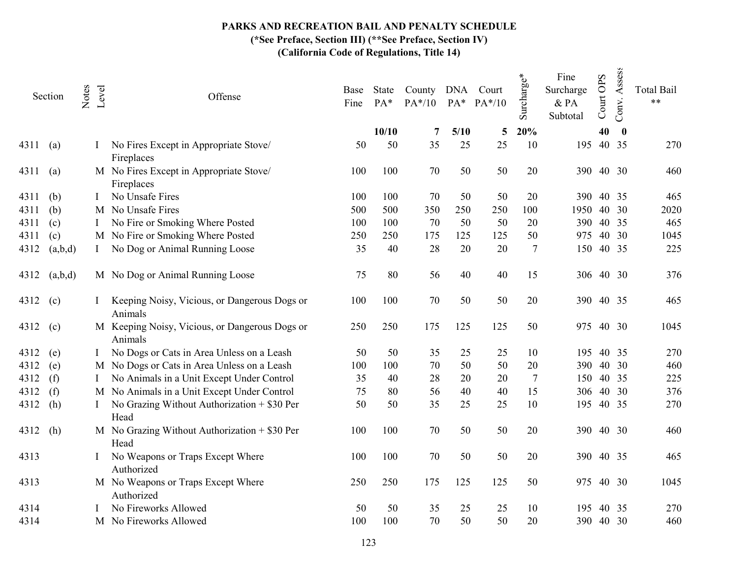# PARKS AND RECREATION BAIL AND PENALTY SCHEDULE

**(*See Preface, Section III) (**See Preface, Section IV)**

**(California Code of Regulations, Title 14)**

| Section | | Notes | Level | Offense | Base Fine | State PA* | County PA*/10 | DNA PA* | Court PA*/10 | Surcharge* | Fine Surcharge & PA Subtotal | Court OPS | Conv. Assess | Total Bail ** |
|---|---|---|---|---|---|---|---|---|---|---|---|---|---|---|
| | | | | | | 10/10 | 7 | 5/10 | 5 | 20% | | 40 | 0 | |
| 4311 | (a) | | I | No Fires Except in Appropriate Stove/ Fireplaces | 50 | 50 | 35 | 25 | 25 | 10 | 195 | 40 | 35 | 270 |
| 4311 | (a) | | M | No Fires Except in Appropriate Stove/ Fireplaces | 100 | 100 | 70 | 50 | 50 | 20 | 390 | 40 | 30 | 460 |
| 4311 | (b) | | I | No Unsafe Fires | 100 | 100 | 70 | 50 | 50 | 20 | 390 | 40 | 35 | 465 |
| 4311 | (b) | | M | No Unsafe Fires | 500 | 500 | 350 | 250 | 250 | 100 | 1950 | 40 | 30 | 2020 |
| 4311 | (c) | | I | No Fire or Smoking Where Posted | 100 | 100 | 70 | 50 | 50 | 20 | 390 | 40 | 35 | 465 |
| 4311 | (c) | | M | No Fire or Smoking Where Posted | 250 | 250 | 175 | 125 | 125 | 50 | 975 | 40 | 30 | 1045 |
| 4312 | (a,b,d) | | I | No Dog or Animal Running Loose | 35 | 40 | 28 | 20 | 20 | 7 | 150 | 40 | 35 | 225 |
| 4312 | (a,b,d) | | M | No Dog or Animal Running Loose | 75 | 80 | 56 | 40 | 40 | 15 | 306 | 40 | 30 | 376 |
| 4312 | (c) | | I | Keeping Noisy, Vicious, or Dangerous Dogs or Animals | 100 | 100 | 70 | 50 | 50 | 20 | 390 | 40 | 35 | 465 |
| 4312 | (c) | | M | Keeping Noisy, Vicious, or Dangerous Dogs or Animals | 250 | 250 | 175 | 125 | 125 | 50 | 975 | 40 | 30 | 1045 |
| 4312 | (e) | | I | No Dogs or Cats in Area Unless on a Leash | 50 | 50 | 35 | 25 | 25 | 10 | 195 | 40 | 35 | 270 |
| 4312 | (e) | | M | No Dogs or Cats in Area Unless on a Leash | 100 | 100 | 70 | 50 | 50 | 20 | 390 | 40 | 30 | 460 |
| 4312 | (f) | | I | No Animals in a Unit Except Under Control | 35 | 40 | 28 | 20 | 20 | 7 | 150 | 40 | 35 | 225 |
| 4312 | (f) | | M | No Animals in a Unit Except Under Control | 75 | 80 | 56 | 40 | 40 | 15 | 306 | 40 | 30 | 376 |
| 4312 | (h) | | I | No Grazing Without Authorization + $30 Per Head | 50 | 50 | 35 | 25 | 25 | 10 | 195 | 40 | 35 | 270 |
| 4312 | (h) | | M | No Grazing Without Authorization + $30 Per Head | 100 | 100 | 70 | 50 | 50 | 20 | 390 | 40 | 30 | 460 |
| 4313 | | | I | No Weapons or Traps Except Where Authorized | 100 | 100 | 70 | 50 | 50 | 20 | 390 | 40 | 35 | 465 |
| 4313 | | | M | No Weapons or Traps Except Where Authorized | 250 | 250 | 175 | 125 | 125 | 50 | 975 | 40 | 30 | 1045 |
| 4314 | | | I | No Fireworks Allowed | 50 | 50 | 35 | 25 | 25 | 10 | 195 | 40 | 35 | 270 |
| 4314 | | | M | No Fireworks Allowed | 100 | 100 | 70 | 50 | 50 | 20 | 390 | 40 | 30 | 460 |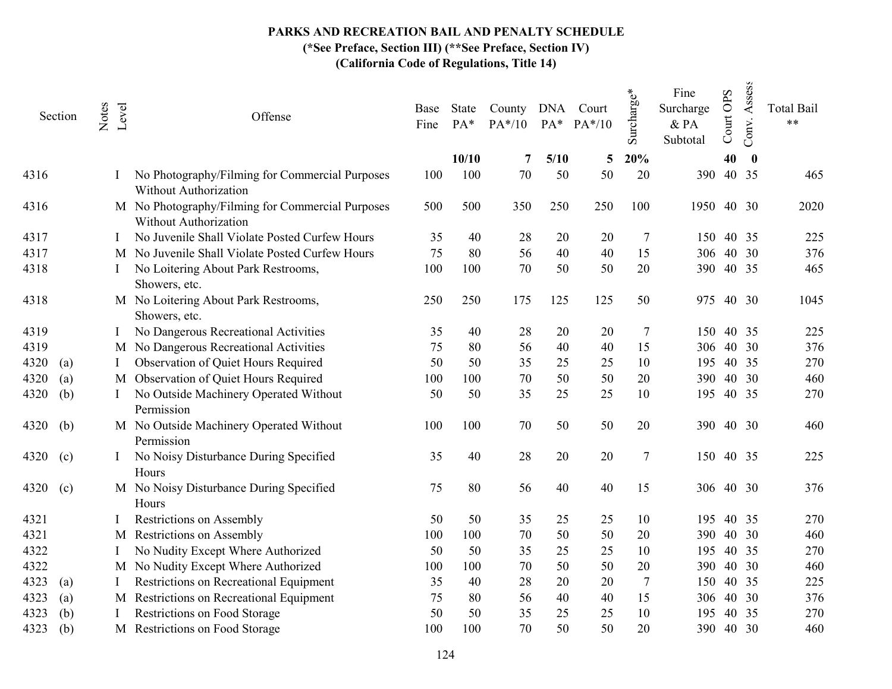**PARKS AND RECREATION BAIL AND PENALTY SCHEDULE**
**(*See Preface, Section III) (**See Preface, Section IV)**
**(California Code of Regulations, Title 14)**

| Section | | Notes | Level | Offense | Base Fine | State PA* | County PA*/10 | DNA PA* | Court PA*/10 | Surcharge* | Fine Surcharge & PA Subtotal | Court OPS | Conv. Assess | Total Bail ** |
|---|---|---|---|---|---|---|---|---|---|---|---|---|---|---|
| | | | | | | 10/10 | 7 | 5/10 | 5 | 20% | | 40 | 0 | |
| 4316 | | | I | No Photography/Filming for Commercial Purposes Without Authorization | 100 | 100 | 70 | 50 | 50 | 20 | 390 | 40 | 35 | 465 |
| 4316 | | | M | No Photography/Filming for Commercial Purposes Without Authorization | 500 | 500 | 350 | 250 | 250 | 100 | 1950 | 40 | 30 | 2020 |
| 4317 | | | I | No Juvenile Shall Violate Posted Curfew Hours | 35 | 40 | 28 | 20 | 20 | 7 | 150 | 40 | 35 | 225 |
| 4317 | | | M | No Juvenile Shall Violate Posted Curfew Hours | 75 | 80 | 56 | 40 | 40 | 15 | 306 | 40 | 30 | 376 |
| 4318 | | | I | No Loitering About Park Restrooms, Showers, etc. | 100 | 100 | 70 | 50 | 50 | 20 | 390 | 40 | 35 | 465 |
| 4318 | | | M | No Loitering About Park Restrooms, Showers, etc. | 250 | 250 | 175 | 125 | 125 | 50 | 975 | 40 | 30 | 1045 |
| 4319 | | | I | No Dangerous Recreational Activities | 35 | 40 | 28 | 20 | 20 | 7 | 150 | 40 | 35 | 225 |
| 4319 | | | M | No Dangerous Recreational Activities | 75 | 80 | 56 | 40 | 40 | 15 | 306 | 40 | 30 | 376 |
| 4320 | (a) | | I | Observation of Quiet Hours Required | 50 | 50 | 35 | 25 | 25 | 10 | 195 | 40 | 35 | 270 |
| 4320 | (a) | | M | Observation of Quiet Hours Required | 100 | 100 | 70 | 50 | 50 | 20 | 390 | 40 | 30 | 460 |
| 4320 | (b) | | I | No Outside Machinery Operated Without Permission | 50 | 50 | 35 | 25 | 25 | 10 | 195 | 40 | 35 | 270 |
| 4320 | (b) | | M | No Outside Machinery Operated Without Permission | 100 | 100 | 70 | 50 | 50 | 20 | 390 | 40 | 30 | 460 |
| 4320 | (c) | | I | No Noisy Disturbance During Specified Hours | 35 | 40 | 28 | 20 | 20 | 7 | 150 | 40 | 35 | 225 |
| 4320 | (c) | | M | No Noisy Disturbance During Specified Hours | 75 | 80 | 56 | 40 | 40 | 15 | 306 | 40 | 30 | 376 |
| 4321 | | | I | Restrictions on Assembly | 50 | 50 | 35 | 25 | 25 | 10 | 195 | 40 | 35 | 270 |
| 4321 | | | M | Restrictions on Assembly | 100 | 100 | 70 | 50 | 50 | 20 | 390 | 40 | 30 | 460 |
| 4322 | | | I | No Nudity Except Where Authorized | 50 | 50 | 35 | 25 | 25 | 10 | 195 | 40 | 35 | 270 |
| 4322 | | | M | No Nudity Except Where Authorized | 100 | 100 | 70 | 50 | 50 | 20 | 390 | 40 | 30 | 460 |
| 4323 | (a) | | I | Restrictions on Recreational Equipment | 35 | 40 | 28 | 20 | 20 | 7 | 150 | 40 | 35 | 225 |
| 4323 | (a) | | M | Restrictions on Recreational Equipment | 75 | 80 | 56 | 40 | 40 | 15 | 306 | 40 | 30 | 376 |
| 4323 | (b) | | I | Restrictions on Food Storage | 50 | 50 | 35 | 25 | 25 | 10 | 195 | 40 | 35 | 270 |
| 4323 | (b) | | M | Restrictions on Food Storage | 100 | 100 | 70 | 50 | 50 | 20 | 390 | 40 | 30 | 460 |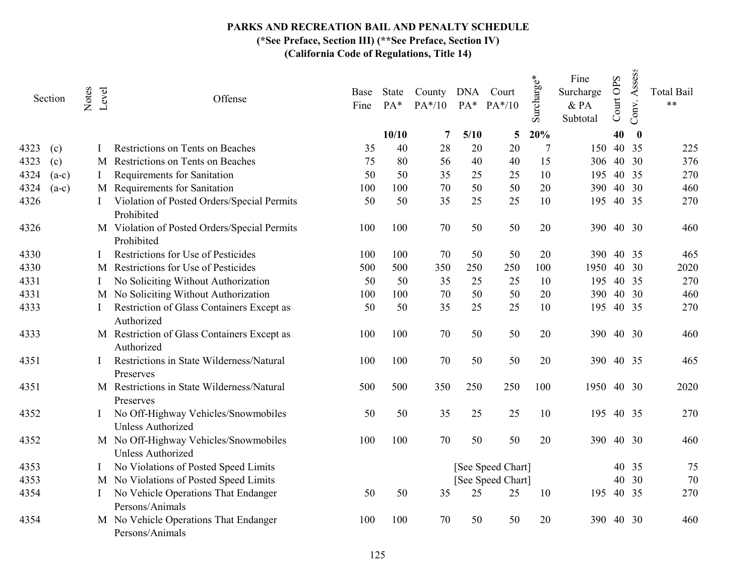# PARKS AND RECREATION BAIL AND PENALTY SCHEDULE

**(\*See Preface, Section III) (\*\*See Preface, Section IV)**

**(California Code of Regulations, Title 14)**

| Section | | Notes | Level | Offense | Base Fine | State PA* | County PA*/10 | DNA PA* | Court PA*/10 | Surcharge* | Fine Surcharge & PA Subtotal | Court OPS | Conv. Assess | Total Bail ** |
|---|---|---|---|---|---|---|---|---|---|---|---|---|---|---|
| | | | | | | **10/10** | **7** | **5/10** | **5** | **20%** | | **40** | **0** | |
| 4323 | (c) | | I | Restrictions on Tents on Beaches | 35 | 40 | 28 | 20 | 20 | 7 | 150 | 40 | 35 | 225 |
| 4323 | (c) | | M | Restrictions on Tents on Beaches | 75 | 80 | 56 | 40 | 40 | 15 | 306 | 40 | 30 | 376 |
| 4324 | (a-c) | | I | Requirements for Sanitation | 50 | 50 | 35 | 25 | 25 | 10 | 195 | 40 | 35 | 270 |
| 4324 | (a-c) | | M | Requirements for Sanitation | 100 | 100 | 70 | 50 | 50 | 20 | 390 | 40 | 30 | 460 |
| 4326 | | | I | Violation of Posted Orders/Special Permits Prohibited | 50 | 50 | 35 | 25 | 25 | 10 | 195 | 40 | 35 | 270 |
| 4326 | | | M | Violation of Posted Orders/Special Permits Prohibited | 100 | 100 | 70 | 50 | 50 | 20 | 390 | 40 | 30 | 460 |
| 4330 | | | I | Restrictions for Use of Pesticides | 100 | 100 | 70 | 50 | 50 | 20 | 390 | 40 | 35 | 465 |
| 4330 | | | M | Restrictions for Use of Pesticides | 500 | 500 | 350 | 250 | 250 | 100 | 1950 | 40 | 30 | 2020 |
| 4331 | | | I | No Soliciting Without Authorization | 50 | 50 | 35 | 25 | 25 | 10 | 195 | 40 | 35 | 270 |
| 4331 | | | M | No Soliciting Without Authorization | 100 | 100 | 70 | 50 | 50 | 20 | 390 | 40 | 30 | 460 |
| 4333 | | | I | Restriction of Glass Containers Except as Authorized | 50 | 50 | 35 | 25 | 25 | 10 | 195 | 40 | 35 | 270 |
| 4333 | | | M | Restriction of Glass Containers Except as Authorized | 100 | 100 | 70 | 50 | 50 | 20 | 390 | 40 | 30 | 460 |
| 4351 | | | I | Restrictions in State Wilderness/Natural Preserves | 100 | 100 | 70 | 50 | 50 | 20 | 390 | 40 | 35 | 465 |
| 4351 | | | M | Restrictions in State Wilderness/Natural Preserves | 500 | 500 | 350 | 250 | 250 | 100 | 1950 | 40 | 30 | 2020 |
| 4352 | | | I | No Off-Highway Vehicles/Snowmobiles Unless Authorized | 50 | 50 | 35 | 25 | 25 | 10 | 195 | 40 | 35 | 270 |
| 4352 | | | M | No Off-Highway Vehicles/Snowmobiles Unless Authorized | 100 | 100 | 70 | 50 | 50 | 20 | 390 | 40 | 30 | 460 |
| 4353 | | | I | No Violations of Posted Speed Limits | | | | [See Speed Chart] | | | | 40 | 35 | 75 |
| 4353 | | | M | No Violations of Posted Speed Limits | | | | [See Speed Chart] | | | | 40 | 30 | 70 |
| 4354 | | | I | No Vehicle Operations That Endanger Persons/Animals | 50 | 50 | 35 | 25 | 25 | 10 | 195 | 40 | 35 | 270 |
| 4354 | | | M | No Vehicle Operations That Endanger Persons/Animals | 100 | 100 | 70 | 50 | 50 | 20 | 390 | 40 | 30 | 460 |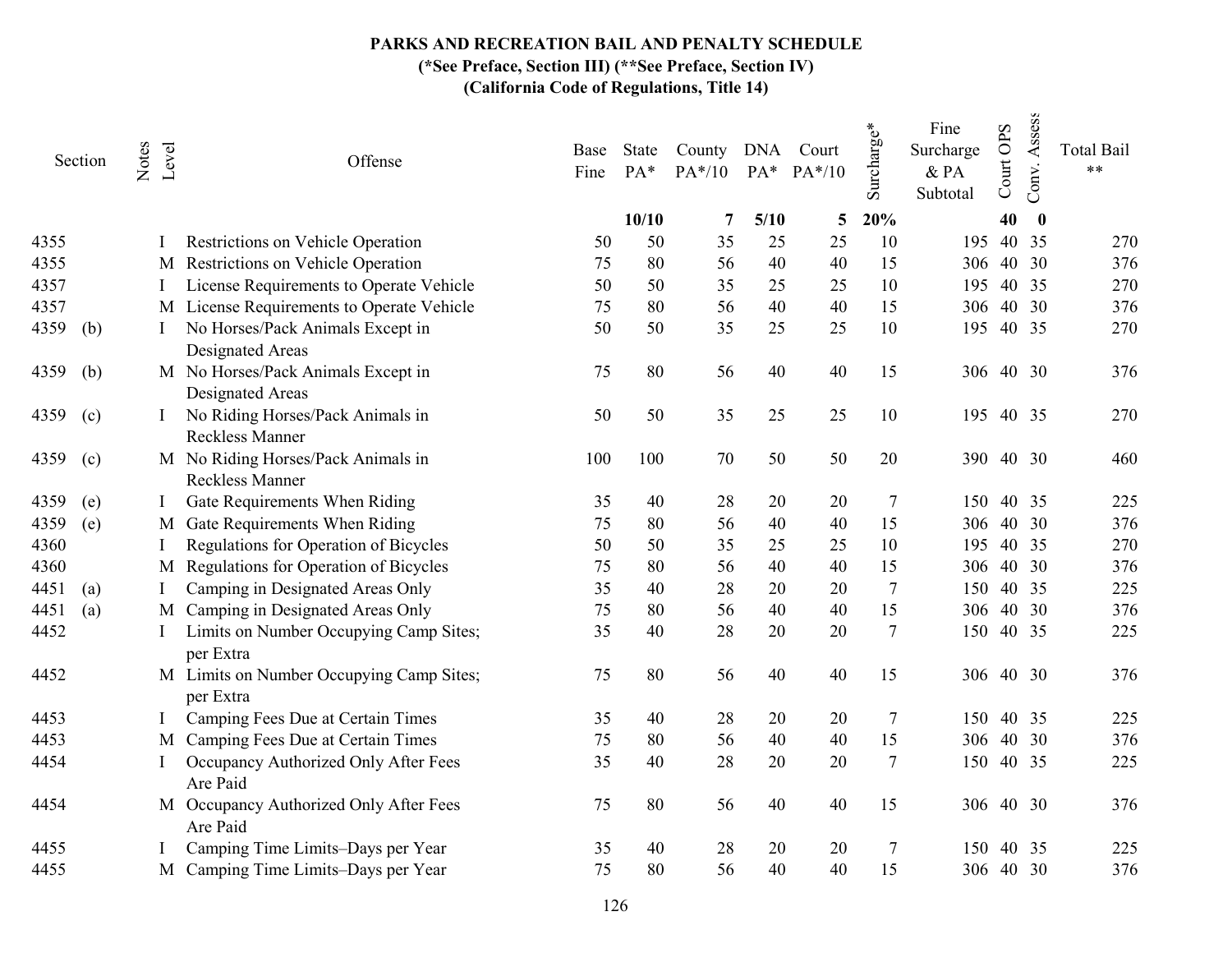# PARKS AND RECREATION BAIL AND PENALTY SCHEDULE

**(*See Preface, Section III) (**See Preface, Section IV)**

**(California Code of Regulations, Title 14)**

| Section | | Notes | Level | Offense | Base Fine | State PA* | County PA*/10 | DNA PA* | Court PA*/10 | Surcharge* | Fine Surcharge & PA Subtotal | Court OPS | Conv. Assess | Total Bail ** |
|---|---|---|---|---|---|---|---|---|---|---|---|---|---|---|
| | | | | | | **10/10** | **7** | **5/10** | **5** | **20%** | | **40** | **0** | |
| 4355 | | | I | Restrictions on Vehicle Operation | 50 | 50 | 35 | 25 | 25 | 10 | 195 | 40 | 35 | 270 |
| 4355 | | | M | Restrictions on Vehicle Operation | 75 | 80 | 56 | 40 | 40 | 15 | 306 | 40 | 30 | 376 |
| 4357 | | | I | License Requirements to Operate Vehicle | 50 | 50 | 35 | 25 | 25 | 10 | 195 | 40 | 35 | 270 |
| 4357 | | | M | License Requirements to Operate Vehicle | 75 | 80 | 56 | 40 | 40 | 15 | 306 | 40 | 30 | 376 |
| 4359 | (b) | | I | No Horses/Pack Animals Except in Designated Areas | 50 | 50 | 35 | 25 | 25 | 10 | 195 | 40 | 35 | 270 |
| 4359 | (b) | | M | No Horses/Pack Animals Except in Designated Areas | 75 | 80 | 56 | 40 | 40 | 15 | 306 | 40 | 30 | 376 |
| 4359 | (c) | | I | No Riding Horses/Pack Animals in Reckless Manner | 50 | 50 | 35 | 25 | 25 | 10 | 195 | 40 | 35 | 270 |
| 4359 | (c) | | M | No Riding Horses/Pack Animals in Reckless Manner | 100 | 100 | 70 | 50 | 50 | 20 | 390 | 40 | 30 | 460 |
| 4359 | (e) | | I | Gate Requirements When Riding | 35 | 40 | 28 | 20 | 20 | 7 | 150 | 40 | 35 | 225 |
| 4359 | (e) | | M | Gate Requirements When Riding | 75 | 80 | 56 | 40 | 40 | 15 | 306 | 40 | 30 | 376 |
| 4360 | | | I | Regulations for Operation of Bicycles | 50 | 50 | 35 | 25 | 25 | 10 | 195 | 40 | 35 | 270 |
| 4360 | | | M | Regulations for Operation of Bicycles | 75 | 80 | 56 | 40 | 40 | 15 | 306 | 40 | 30 | 376 |
| 4451 | (a) | | I | Camping in Designated Areas Only | 35 | 40 | 28 | 20 | 20 | 7 | 150 | 40 | 35 | 225 |
| 4451 | (a) | | M | Camping in Designated Areas Only | 75 | 80 | 56 | 40 | 40 | 15 | 306 | 40 | 30 | 376 |
| 4452 | | | I | Limits on Number Occupying Camp Sites; per Extra | 35 | 40 | 28 | 20 | 20 | 7 | 150 | 40 | 35 | 225 |
| 4452 | | | M | Limits on Number Occupying Camp Sites; per Extra | 75 | 80 | 56 | 40 | 40 | 15 | 306 | 40 | 30 | 376 |
| 4453 | | | I | Camping Fees Due at Certain Times | 35 | 40 | 28 | 20 | 20 | 7 | 150 | 40 | 35 | 225 |
| 4453 | | | M | Camping Fees Due at Certain Times | 75 | 80 | 56 | 40 | 40 | 15 | 306 | 40 | 30 | 376 |
| 4454 | | | I | Occupancy Authorized Only After Fees Are Paid | 35 | 40 | 28 | 20 | 20 | 7 | 150 | 40 | 35 | 225 |
| 4454 | | | M | Occupancy Authorized Only After Fees Are Paid | 75 | 80 | 56 | 40 | 40 | 15 | 306 | 40 | 30 | 376 |
| 4455 | | | I | Camping Time Limits–Days per Year | 35 | 40 | 28 | 20 | 20 | 7 | 150 | 40 | 35 | 225 |
| 4455 | | | M | Camping Time Limits–Days per Year | 75 | 80 | 56 | 40 | 40 | 15 | 306 | 40 | 30 | 376 |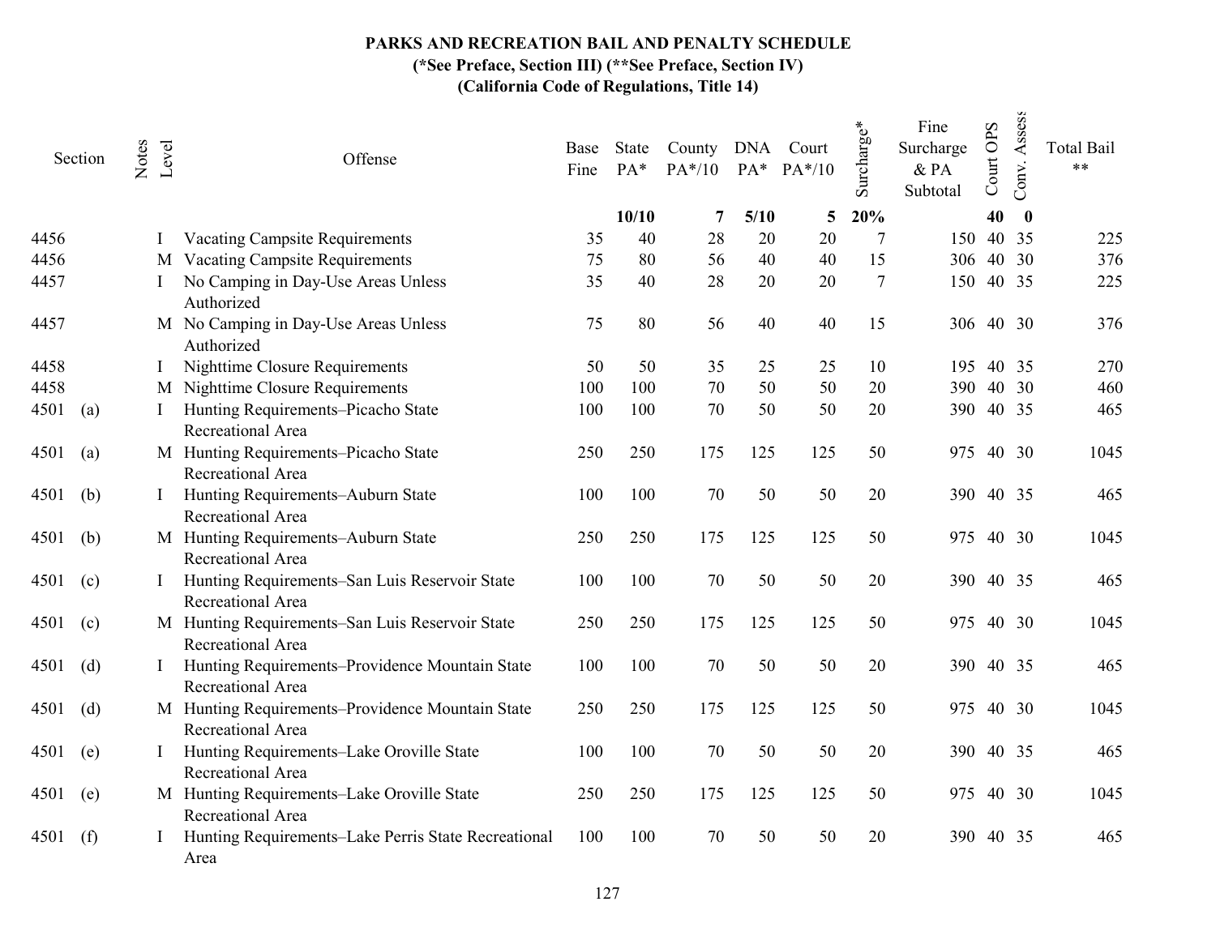# PARKS AND RECREATION BAIL AND PENALTY SCHEDULE

**(*See Preface, Section III) (**See Preface, Section IV)**

**(California Code of Regulations, Title 14)**

| Section | | Notes | Level | Offense | Base Fine | State PA* | County PA*/10 | DNA PA* | Court PA*/10 | Surcharge* | Fine Surcharge & PA Subtotal | Court OPS | Conv. Assess | Total Bail ** |
|---|---|---|---|---|---|---|---|---|---|---|---|---|---|---|
| | | | | | | **10/10** | **7** | **5/10** | **5** | **20%** | | **40** | **0** | |
| 4456 | | | I | Vacating Campsite Requirements | 35 | 40 | 28 | 20 | 20 | 7 | 150 | 40 | 35 | 225 |
| 4456 | | | M | Vacating Campsite Requirements | 75 | 80 | 56 | 40 | 40 | 15 | 306 | 40 | 30 | 376 |
| 4457 | | | I | No Camping in Day-Use Areas Unless Authorized | 35 | 40 | 28 | 20 | 20 | 7 | 150 | 40 | 35 | 225 |
| 4457 | | | M | No Camping in Day-Use Areas Unless Authorized | 75 | 80 | 56 | 40 | 40 | 15 | 306 | 40 | 30 | 376 |
| 4458 | | | I | Nighttime Closure Requirements | 50 | 50 | 35 | 25 | 25 | 10 | 195 | 40 | 35 | 270 |
| 4458 | | | M | Nighttime Closure Requirements | 100 | 100 | 70 | 50 | 50 | 20 | 390 | 40 | 30 | 460 |
| 4501 | (a) | | I | Hunting Requirements–Picacho State Recreational Area | 100 | 100 | 70 | 50 | 50 | 20 | 390 | 40 | 35 | 465 |
| 4501 | (a) | | M | Hunting Requirements–Picacho State Recreational Area | 250 | 250 | 175 | 125 | 125 | 50 | 975 | 40 | 30 | 1045 |
| 4501 | (b) | | I | Hunting Requirements–Auburn State Recreational Area | 100 | 100 | 70 | 50 | 50 | 20 | 390 | 40 | 35 | 465 |
| 4501 | (b) | | M | Hunting Requirements–Auburn State Recreational Area | 250 | 250 | 175 | 125 | 125 | 50 | 975 | 40 | 30 | 1045 |
| 4501 | (c) | | I | Hunting Requirements–San Luis Reservoir State Recreational Area | 100 | 100 | 70 | 50 | 50 | 20 | 390 | 40 | 35 | 465 |
| 4501 | (c) | | M | Hunting Requirements–San Luis Reservoir State Recreational Area | 250 | 250 | 175 | 125 | 125 | 50 | 975 | 40 | 30 | 1045 |
| 4501 | (d) | | I | Hunting Requirements–Providence Mountain State Recreational Area | 100 | 100 | 70 | 50 | 50 | 20 | 390 | 40 | 35 | 465 |
| 4501 | (d) | | M | Hunting Requirements–Providence Mountain State Recreational Area | 250 | 250 | 175 | 125 | 125 | 50 | 975 | 40 | 30 | 1045 |
| 4501 | (e) | | I | Hunting Requirements–Lake Oroville State Recreational Area | 100 | 100 | 70 | 50 | 50 | 20 | 390 | 40 | 35 | 465 |
| 4501 | (e) | | M | Hunting Requirements–Lake Oroville State Recreational Area | 250 | 250 | 175 | 125 | 125 | 50 | 975 | 40 | 30 | 1045 |
| 4501 | (f) | | I | Hunting Requirements–Lake Perris State Recreational Area | 100 | 100 | 70 | 50 | 50 | 20 | 390 | 40 | 35 | 465 |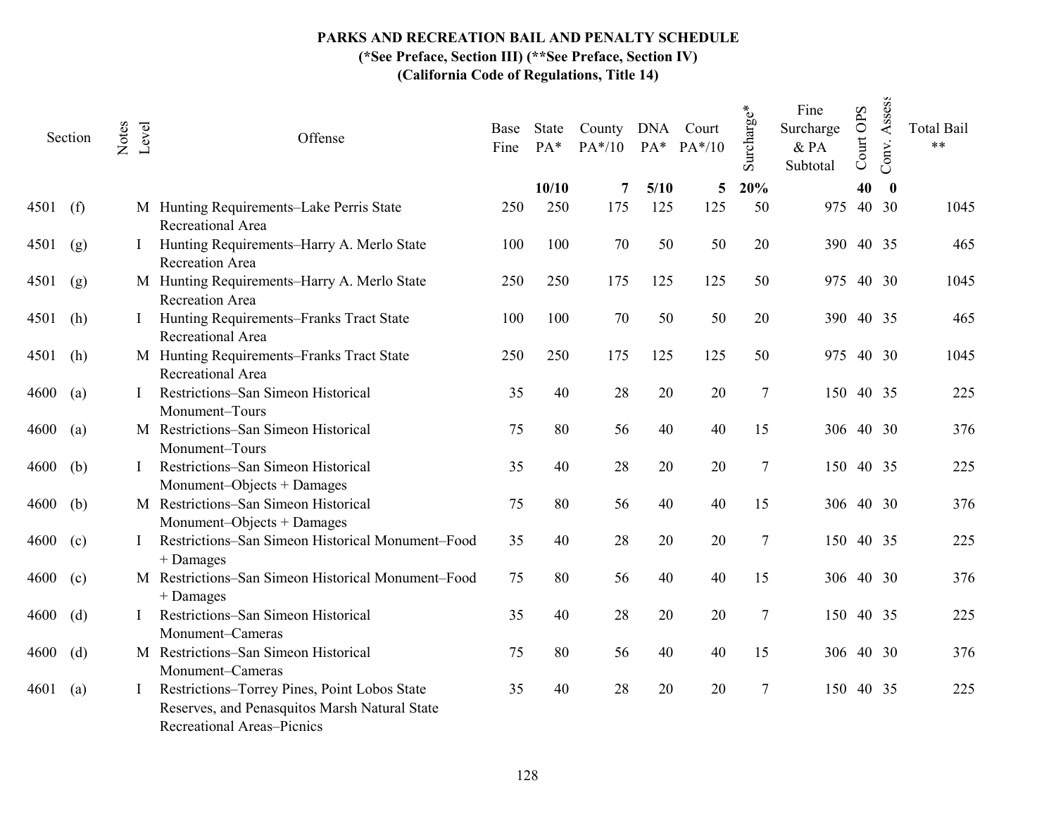**PARKS AND RECREATION BAIL AND PENALTY SCHEDULE**
**(*See Preface, Section III) (**See Preface, Section IV)**
**(California Code of Regulations, Title 14)**

| Section | | Notes | Level | Offense | Base Fine | State PA* | County PA*/10 | DNA PA* | Court PA*/10 | Surcharge* | Fine Surcharge & PA Subtotal | Court OPS | Conv. Assess | Total Bail ** |
|---|---|---|---|---|---|---|---|---|---|---|---|---|---|---|
| | | | | | | 10/10 | 7 | 5/10 | 5 | 20% | | 40 | 0 | |
| 4501 | (f) | | M | Hunting Requirements–Lake Perris State Recreational Area | 250 | 250 | 175 | 125 | 125 | 50 | 975 | 40 | 30 | 1045 |
| 4501 | (g) | | I | Hunting Requirements–Harry A. Merlo State Recreation Area | 100 | 100 | 70 | 50 | 50 | 20 | 390 | 40 | 35 | 465 |
| 4501 | (g) | | M | Hunting Requirements–Harry A. Merlo State Recreation Area | 250 | 250 | 175 | 125 | 125 | 50 | 975 | 40 | 30 | 1045 |
| 4501 | (h) | | I | Hunting Requirements–Franks Tract State Recreational Area | 100 | 100 | 70 | 50 | 50 | 20 | 390 | 40 | 35 | 465 |
| 4501 | (h) | | M | Hunting Requirements–Franks Tract State Recreational Area | 250 | 250 | 175 | 125 | 125 | 50 | 975 | 40 | 30 | 1045 |
| 4600 | (a) | | I | Restrictions–San Simeon Historical Monument–Tours | 35 | 40 | 28 | 20 | 20 | 7 | 150 | 40 | 35 | 225 |
| 4600 | (a) | | M | Restrictions–San Simeon Historical Monument–Tours | 75 | 80 | 56 | 40 | 40 | 15 | 306 | 40 | 30 | 376 |
| 4600 | (b) | | I | Restrictions–San Simeon Historical Monument–Objects + Damages | 35 | 40 | 28 | 20 | 20 | 7 | 150 | 40 | 35 | 225 |
| 4600 | (b) | | M | Restrictions–San Simeon Historical Monument–Objects + Damages | 75 | 80 | 56 | 40 | 40 | 15 | 306 | 40 | 30 | 376 |
| 4600 | (c) | | I | Restrictions–San Simeon Historical Monument–Food + Damages | 35 | 40 | 28 | 20 | 20 | 7 | 150 | 40 | 35 | 225 |
| 4600 | (c) | | M | Restrictions–San Simeon Historical Monument–Food + Damages | 75 | 80 | 56 | 40 | 40 | 15 | 306 | 40 | 30 | 376 |
| 4600 | (d) | | I | Restrictions–San Simeon Historical Monument–Cameras | 35 | 40 | 28 | 20 | 20 | 7 | 150 | 40 | 35 | 225 |
| 4600 | (d) | | M | Restrictions–San Simeon Historical Monument–Cameras | 75 | 80 | 56 | 40 | 40 | 15 | 306 | 40 | 30 | 376 |
| 4601 | (a) | | I | Restrictions–Torrey Pines, Point Lobos State Reserves, and Penasquitos Marsh Natural State Recreational Areas–Picnics | 35 | 40 | 28 | 20 | 20 | 7 | 150 | 40 | 35 | 225 |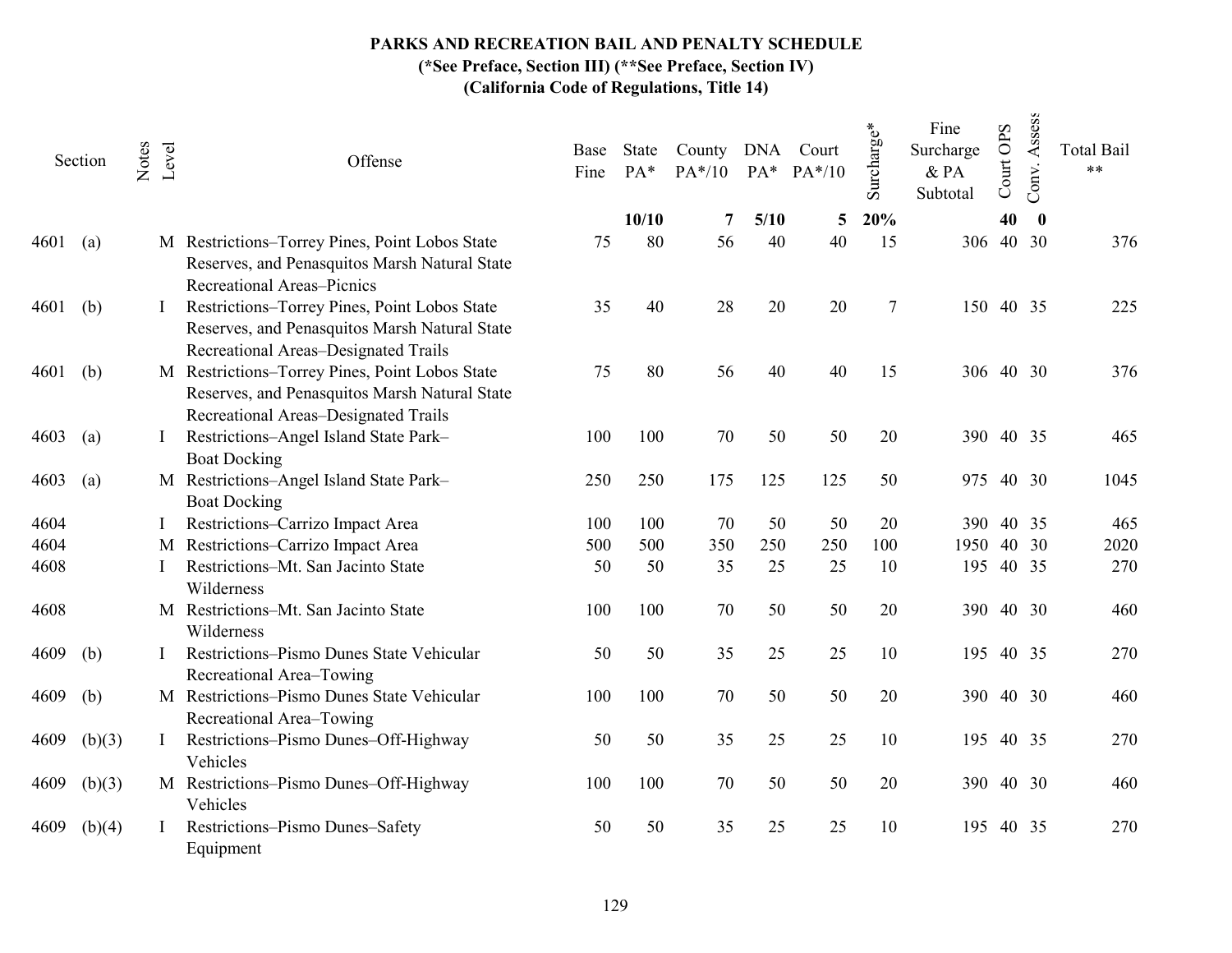**PARKS AND RECREATION BAIL AND PENALTY SCHEDULE**
**(*See Preface, Section III) (**See Preface, Section IV)**
**(California Code of Regulations, Title 14)**

| Section | | Notes | Level | Offense | Base Fine | State PA* | County PA*/10 | DNA PA* | Court PA*/10 | Surcharge* | Fine Surcharge & PA Subtotal | Court OPS | Conv. Assess | Total Bail ** |
|---|---|---|---|---|---|---|---|---|---|---|---|---|---|---|
| | | | | | | 10/10 | 7 | 5/10 | 5 | 20% | | 40 | 0 | |
| 4601 | (a) | | M | Restrictions–Torrey Pines, Point Lobos State Reserves, and Penasquitos Marsh Natural State Recreational Areas–Picnics | 75 | 80 | 56 | 40 | 40 | 15 | 306 | 40 | 30 | 376 |
| 4601 | (b) | | I | Restrictions–Torrey Pines, Point Lobos State Reserves, and Penasquitos Marsh Natural State Recreational Areas–Designated Trails | 35 | 40 | 28 | 20 | 20 | 7 | 150 | 40 | 35 | 225 |
| 4601 | (b) | | M | Restrictions–Torrey Pines, Point Lobos State Reserves, and Penasquitos Marsh Natural State Recreational Areas–Designated Trails | 75 | 80 | 56 | 40 | 40 | 15 | 306 | 40 | 30 | 376 |
| 4603 | (a) | | I | Restrictions–Angel Island State Park–Boat Docking | 100 | 100 | 70 | 50 | 50 | 20 | 390 | 40 | 35 | 465 |
| 4603 | (a) | | M | Restrictions–Angel Island State Park–Boat Docking | 250 | 250 | 175 | 125 | 125 | 50 | 975 | 40 | 30 | 1045 |
| 4604 | | | I | Restrictions–Carrizo Impact Area | 100 | 100 | 70 | 50 | 50 | 20 | 390 | 40 | 35 | 465 |
| 4604 | | | M | Restrictions–Carrizo Impact Area | 500 | 500 | 350 | 250 | 250 | 100 | 1950 | 40 | 30 | 2020 |
| 4608 | | | I | Restrictions–Mt. San Jacinto State Wilderness | 50 | 50 | 35 | 25 | 25 | 10 | 195 | 40 | 35 | 270 |
| 4608 | | | M | Restrictions–Mt. San Jacinto State Wilderness | 100 | 100 | 70 | 50 | 50 | 20 | 390 | 40 | 30 | 460 |
| 4609 | (b) | | I | Restrictions–Pismo Dunes State Vehicular Recreational Area–Towing | 50 | 50 | 35 | 25 | 25 | 10 | 195 | 40 | 35 | 270 |
| 4609 | (b) | | M | Restrictions–Pismo Dunes State Vehicular Recreational Area–Towing | 100 | 100 | 70 | 50 | 50 | 20 | 390 | 40 | 30 | 460 |
| 4609 | (b)(3) | | I | Restrictions–Pismo Dunes–Off-Highway Vehicles | 50 | 50 | 35 | 25 | 25 | 10 | 195 | 40 | 35 | 270 |
| 4609 | (b)(3) | | M | Restrictions–Pismo Dunes–Off-Highway Vehicles | 100 | 100 | 70 | 50 | 50 | 20 | 390 | 40 | 30 | 460 |
| 4609 | (b)(4) | | I | Restrictions–Pismo Dunes–Safety Equipment | 50 | 50 | 35 | 25 | 25 | 10 | 195 | 40 | 35 | 270 |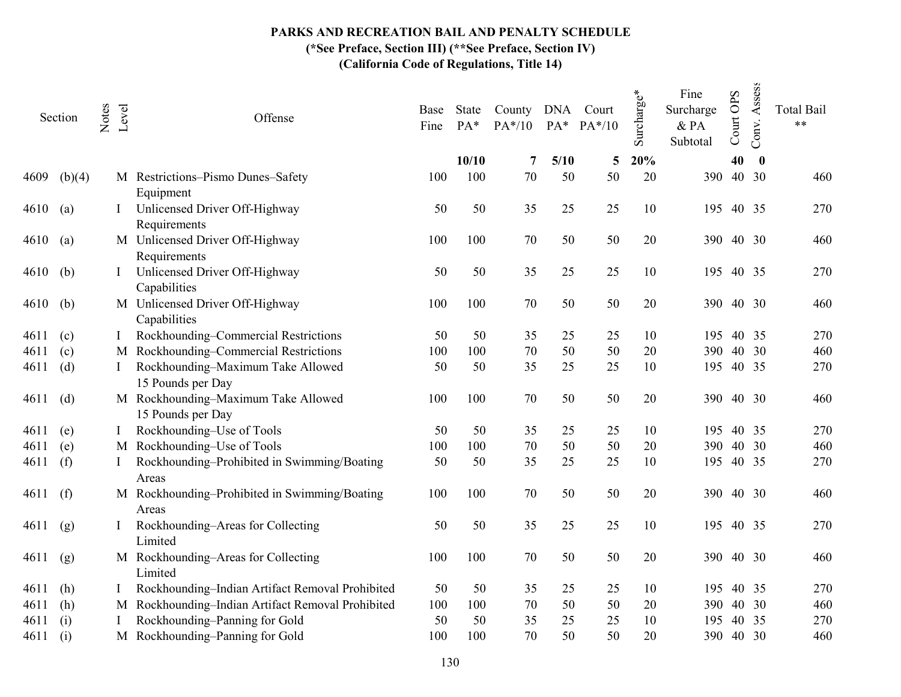# PARKS AND RECREATION BAIL AND PENALTY SCHEDULE

**(*See Preface, Section III) (**See Preface, Section IV)**

**(California Code of Regulations, Title 14)**

| Section | | Notes | Level | Offense | Base Fine | State PA* | County PA*/10 | DNA PA* | Court PA*/10 | Surcharge* | Fine Surcharge & PA Subtotal | Court OPS | Conv. Assess | Total Bail ** |
|---|---|---|---|---|---|---|---|---|---|---|---|---|---|---|
| | | | | | | **10/10** | **7** | **5/10** | **5** | **20%** | | **40** | **0** | |
| 4609 | (b)(4) | | M | Restrictions–Pismo Dunes–Safety Equipment | 100 | 100 | 70 | 50 | 50 | 20 | 390 | 40 | 30 | 460 |
| 4610 | (a) | | I | Unlicensed Driver Off-Highway Requirements | 50 | 50 | 35 | 25 | 25 | 10 | 195 | 40 | 35 | 270 |
| 4610 | (a) | | M | Unlicensed Driver Off-Highway Requirements | 100 | 100 | 70 | 50 | 50 | 20 | 390 | 40 | 30 | 460 |
| 4610 | (b) | | I | Unlicensed Driver Off-Highway Capabilities | 50 | 50 | 35 | 25 | 25 | 10 | 195 | 40 | 35 | 270 |
| 4610 | (b) | | M | Unlicensed Driver Off-Highway Capabilities | 100 | 100 | 70 | 50 | 50 | 20 | 390 | 40 | 30 | 460 |
| 4611 | (c) | | I | Rockhounding–Commercial Restrictions | 50 | 50 | 35 | 25 | 25 | 10 | 195 | 40 | 35 | 270 |
| 4611 | (c) | | M | Rockhounding–Commercial Restrictions | 100 | 100 | 70 | 50 | 50 | 20 | 390 | 40 | 30 | 460 |
| 4611 | (d) | | I | Rockhounding–Maximum Take Allowed 15 Pounds per Day | 50 | 50 | 35 | 25 | 25 | 10 | 195 | 40 | 35 | 270 |
| 4611 | (d) | | M | Rockhounding–Maximum Take Allowed 15 Pounds per Day | 100 | 100 | 70 | 50 | 50 | 20 | 390 | 40 | 30 | 460 |
| 4611 | (e) | | I | Rockhounding–Use of Tools | 50 | 50 | 35 | 25 | 25 | 10 | 195 | 40 | 35 | 270 |
| 4611 | (e) | | M | Rockhounding–Use of Tools | 100 | 100 | 70 | 50 | 50 | 20 | 390 | 40 | 30 | 460 |
| 4611 | (f) | | I | Rockhounding–Prohibited in Swimming/Boating Areas | 50 | 50 | 35 | 25 | 25 | 10 | 195 | 40 | 35 | 270 |
| 4611 | (f) | | M | Rockhounding–Prohibited in Swimming/Boating Areas | 100 | 100 | 70 | 50 | 50 | 20 | 390 | 40 | 30 | 460 |
| 4611 | (g) | | I | Rockhounding–Areas for Collecting Limited | 50 | 50 | 35 | 25 | 25 | 10 | 195 | 40 | 35 | 270 |
| 4611 | (g) | | M | Rockhounding–Areas for Collecting Limited | 100 | 100 | 70 | 50 | 50 | 20 | 390 | 40 | 30 | 460 |
| 4611 | (h) | | I | Rockhounding–Indian Artifact Removal Prohibited | 50 | 50 | 35 | 25 | 25 | 10 | 195 | 40 | 35 | 270 |
| 4611 | (h) | | M | Rockhounding–Indian Artifact Removal Prohibited | 100 | 100 | 70 | 50 | 50 | 20 | 390 | 40 | 30 | 460 |
| 4611 | (i) | | I | Rockhounding–Panning for Gold | 50 | 50 | 35 | 25 | 25 | 10 | 195 | 40 | 35 | 270 |
| 4611 | (i) | | M | Rockhounding–Panning for Gold | 100 | 100 | 70 | 50 | 50 | 20 | 390 | 40 | 30 | 460 |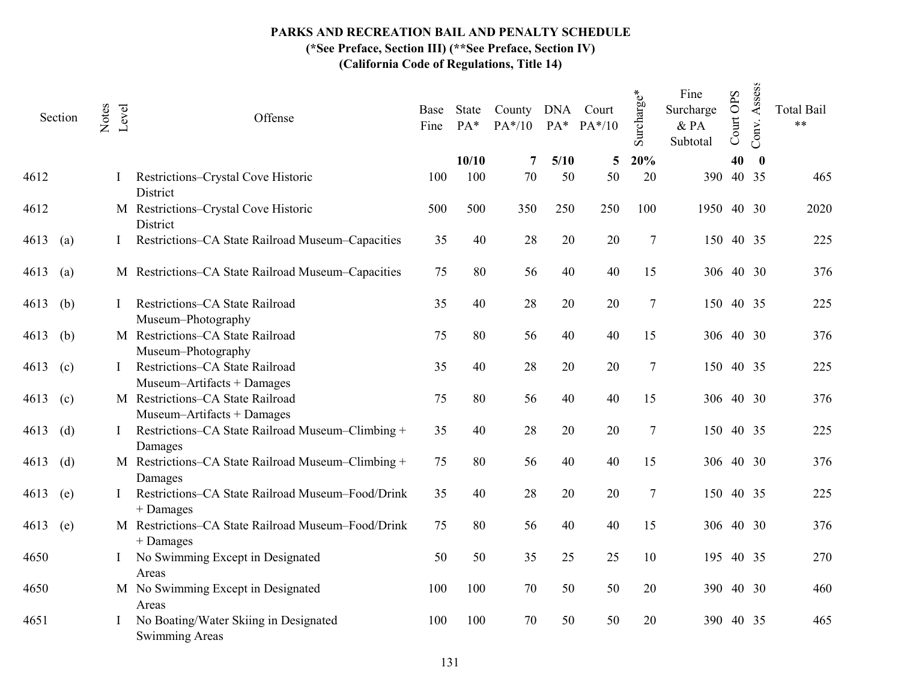**PARKS AND RECREATION BAIL AND PENALTY SCHEDULE**
**(*See Preface, Section III) (**See Preface, Section IV)**
**(California Code of Regulations, Title 14)**

| Section | | Notes | Level | Offense | Base Fine | State PA* | County PA*/10 | DNA PA* | Court PA*/10 | Surcharge* | Fine Surcharge & PA Subtotal | Court OPS | Conv. Assess | Total Bail ** |
|---|---|---|---|---|---|---|---|---|---|---|---|---|---|---|
| | | | | | | **10/10** | **7** | **5/10** | **5** | **20%** | | **40** | **0** | |
| 4612 | | | I | Restrictions–Crystal Cove Historic District | 100 | 100 | 70 | 50 | 50 | 20 | 390 | 40 | 35 | 465 |
| 4612 | | | M | Restrictions–Crystal Cove Historic District | 500 | 500 | 350 | 250 | 250 | 100 | 1950 | 40 | 30 | 2020 |
| 4613 | (a) | | I | Restrictions–CA State Railroad Museum–Capacities | 35 | 40 | 28 | 20 | 20 | 7 | 150 | 40 | 35 | 225 |
| 4613 | (a) | | M | Restrictions–CA State Railroad Museum–Capacities | 75 | 80 | 56 | 40 | 40 | 15 | 306 | 40 | 30 | 376 |
| 4613 | (b) | | I | Restrictions–CA State Railroad Museum–Photography | 35 | 40 | 28 | 20 | 20 | 7 | 150 | 40 | 35 | 225 |
| 4613 | (b) | | M | Restrictions–CA State Railroad Museum–Photography | 75 | 80 | 56 | 40 | 40 | 15 | 306 | 40 | 30 | 376 |
| 4613 | (c) | | I | Restrictions–CA State Railroad Museum–Artifacts + Damages | 35 | 40 | 28 | 20 | 20 | 7 | 150 | 40 | 35 | 225 |
| 4613 | (c) | | M | Restrictions–CA State Railroad Museum–Artifacts + Damages | 75 | 80 | 56 | 40 | 40 | 15 | 306 | 40 | 30 | 376 |
| 4613 | (d) | | I | Restrictions–CA State Railroad Museum–Climbing + Damages | 35 | 40 | 28 | 20 | 20 | 7 | 150 | 40 | 35 | 225 |
| 4613 | (d) | | M | Restrictions–CA State Railroad Museum–Climbing + Damages | 75 | 80 | 56 | 40 | 40 | 15 | 306 | 40 | 30 | 376 |
| 4613 | (e) | | I | Restrictions–CA State Railroad Museum–Food/Drink + Damages | 35 | 40 | 28 | 20 | 20 | 7 | 150 | 40 | 35 | 225 |
| 4613 | (e) | | M | Restrictions–CA State Railroad Museum–Food/Drink + Damages | 75 | 80 | 56 | 40 | 40 | 15 | 306 | 40 | 30 | 376 |
| 4650 | | | I | No Swimming Except in Designated Areas | 50 | 50 | 35 | 25 | 25 | 10 | 195 | 40 | 35 | 270 |
| 4650 | | | M | No Swimming Except in Designated Areas | 100 | 100 | 70 | 50 | 50 | 20 | 390 | 40 | 30 | 460 |
| 4651 | | | I | No Boating/Water Skiing in Designated Swimming Areas | 100 | 100 | 70 | 50 | 50 | 20 | 390 | 40 | 35 | 465 |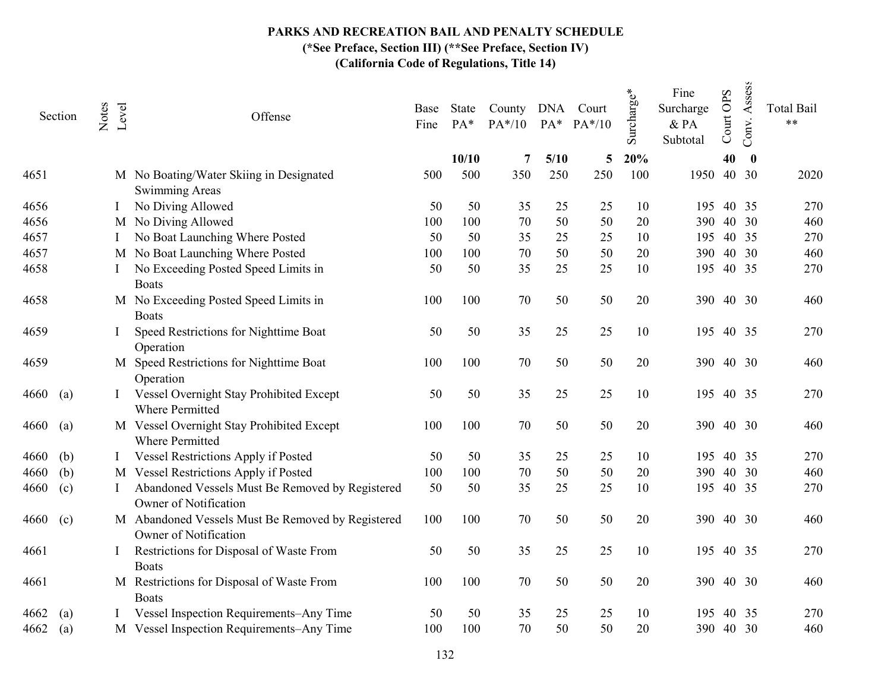# PARKS AND RECREATION BAIL AND PENALTY SCHEDULE
## (*See Preface, Section III) (**See Preface, Section IV)
## (California Code of Regulations, Title 14)

| Section | | Notes | Level | Offense | Base Fine | State PA* | County PA*/10 | DNA PA* | Court PA*/10 | Surcharge* | Fine Surcharge & PA Subtotal | Court OPS | Conv. Assess | Total Bail ** |
|---|---|---|---|---|---|---|---|---|---|---|---|---|---|---|
| | | | | | | 10/10 | 7 | 5/10 | 5 | 20% | | 40 | 0 | |
| 4651 | | | M | No Boating/Water Skiing in Designated Swimming Areas | 500 | 500 | 350 | 250 | 250 | 100 | 1950 | 40 | 30 | 2020 |
| 4656 | | | I | No Diving Allowed | 50 | 50 | 35 | 25 | 25 | 10 | 195 | 40 | 35 | 270 |
| 4656 | | | M | No Diving Allowed | 100 | 100 | 70 | 50 | 50 | 20 | 390 | 40 | 30 | 460 |
| 4657 | | | I | No Boat Launching Where Posted | 50 | 50 | 35 | 25 | 25 | 10 | 195 | 40 | 35 | 270 |
| 4657 | | | M | No Boat Launching Where Posted | 100 | 100 | 70 | 50 | 50 | 20 | 390 | 40 | 30 | 460 |
| 4658 | | | I | No Exceeding Posted Speed Limits in Boats | 50 | 50 | 35 | 25 | 25 | 10 | 195 | 40 | 35 | 270 |
| 4658 | | | M | No Exceeding Posted Speed Limits in Boats | 100 | 100 | 70 | 50 | 50 | 20 | 390 | 40 | 30 | 460 |
| 4659 | | | I | Speed Restrictions for Nighttime Boat Operation | 50 | 50 | 35 | 25 | 25 | 10 | 195 | 40 | 35 | 270 |
| 4659 | | | M | Speed Restrictions for Nighttime Boat Operation | 100 | 100 | 70 | 50 | 50 | 20 | 390 | 40 | 30 | 460 |
| 4660 | (a) | | I | Vessel Overnight Stay Prohibited Except Where Permitted | 50 | 50 | 35 | 25 | 25 | 10 | 195 | 40 | 35 | 270 |
| 4660 | (a) | | M | Vessel Overnight Stay Prohibited Except Where Permitted | 100 | 100 | 70 | 50 | 50 | 20 | 390 | 40 | 30 | 460 |
| 4660 | (b) | | I | Vessel Restrictions Apply if Posted | 50 | 50 | 35 | 25 | 25 | 10 | 195 | 40 | 35 | 270 |
| 4660 | (b) | | M | Vessel Restrictions Apply if Posted | 100 | 100 | 70 | 50 | 50 | 20 | 390 | 40 | 30 | 460 |
| 4660 | (c) | | I | Abandoned Vessels Must Be Removed by Registered Owner of Notification | 50 | 50 | 35 | 25 | 25 | 10 | 195 | 40 | 35 | 270 |
| 4660 | (c) | | M | Abandoned Vessels Must Be Removed by Registered Owner of Notification | 100 | 100 | 70 | 50 | 50 | 20 | 390 | 40 | 30 | 460 |
| 4661 | | | I | Restrictions for Disposal of Waste From Boats | 50 | 50 | 35 | 25 | 25 | 10 | 195 | 40 | 35 | 270 |
| 4661 | | | M | Restrictions for Disposal of Waste From Boats | 100 | 100 | 70 | 50 | 50 | 20 | 390 | 40 | 30 | 460 |
| 4662 | (a) | | I | Vessel Inspection Requirements–Any Time | 50 | 50 | 35 | 25 | 25 | 10 | 195 | 40 | 35 | 270 |
| 4662 | (a) | | M | Vessel Inspection Requirements–Any Time | 100 | 100 | 70 | 50 | 50 | 20 | 390 | 40 | 30 | 460 |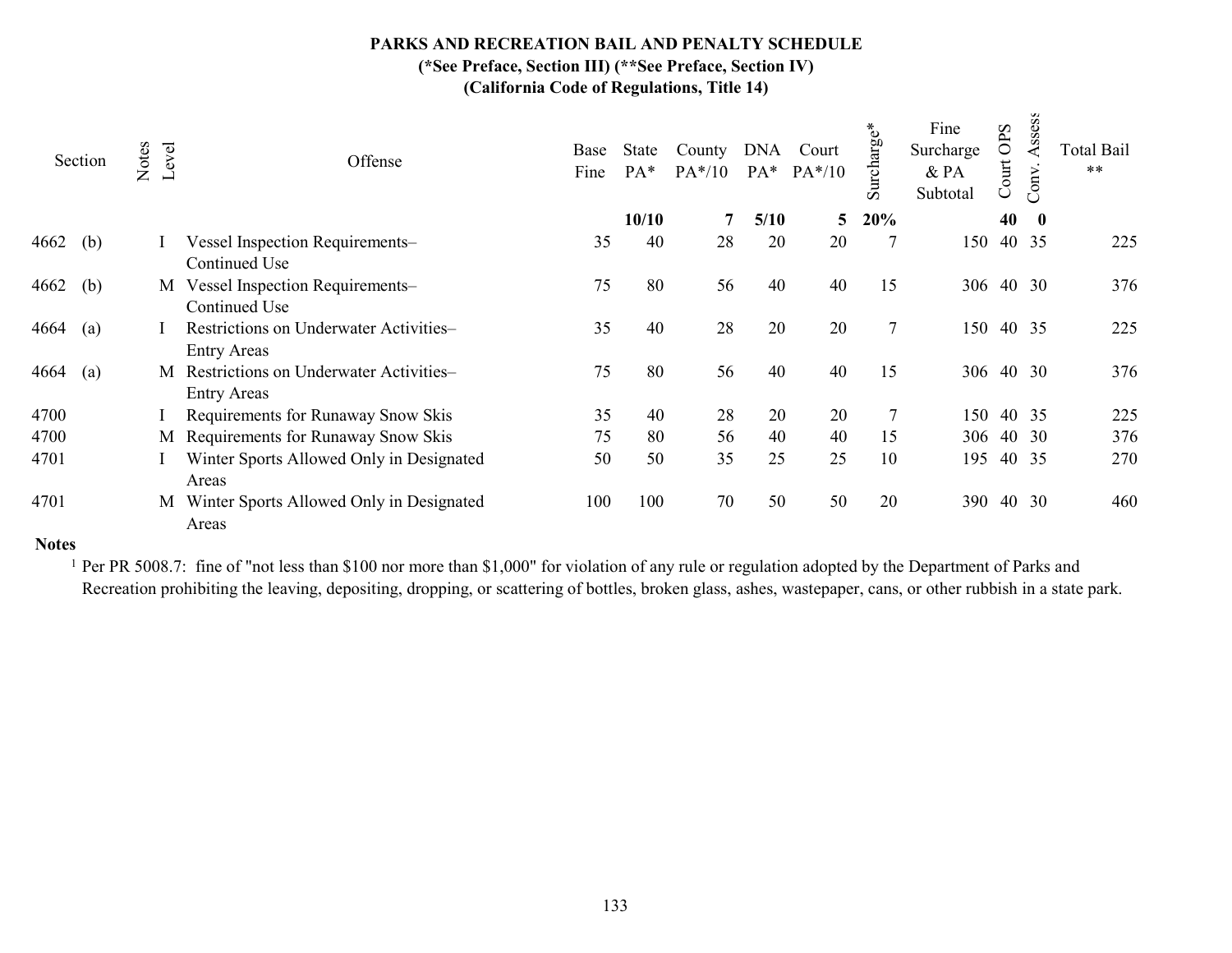**PARKS AND RECREATION BAIL AND PENALTY SCHEDULE**
**(*See Preface, Section III) (**See Preface, Section IV)**
**(California Code of Regulations, Title 14)**

| Section | Notes | Level | Offense | Base Fine | State PA* | County PA*/10 | DNA PA* | Court PA*/10 | Surcharge* | Fine Surcharge & PA Subtotal | Court OPS | Conv. Assess | Total Bail ** |
|---|---|---|---|---|---|---|---|---|---|---|---|---|---|
| | | | | | **10/10** | **7** | **5/10** | **5** | **20%** | | **40** | **0** | |
| 4662 (b) | | I | Vessel Inspection Requirements–Continued Use | 35 | 40 | 28 | 20 | 20 | 7 | 150 | 40 | 35 | 225 |
| 4662 (b) | | M | Vessel Inspection Requirements–Continued Use | 75 | 80 | 56 | 40 | 40 | 15 | 306 | 40 | 30 | 376 |
| 4664 (a) | | I | Restrictions on Underwater Activities–Entry Areas | 35 | 40 | 28 | 20 | 20 | 7 | 150 | 40 | 35 | 225 |
| 4664 (a) | | M | Restrictions on Underwater Activities–Entry Areas | 75 | 80 | 56 | 40 | 40 | 15 | 306 | 40 | 30 | 376 |
| 4700 | | I | Requirements for Runaway Snow Skis | 35 | 40 | 28 | 20 | 20 | 7 | 150 | 40 | 35 | 225 |
| 4700 | | M | Requirements for Runaway Snow Skis | 75 | 80 | 56 | 40 | 40 | 15 | 306 | 40 | 30 | 376 |
| 4701 | | I | Winter Sports Allowed Only in Designated Areas | 50 | 50 | 35 | 25 | 25 | 10 | 195 | 40 | 35 | 270 |
| 4701 | | M | Winter Sports Allowed Only in Designated Areas | 100 | 100 | 70 | 50 | 50 | 20 | 390 | 40 | 30 | 460 |

**Notes**

[1] Per PR 5008.7: fine of "not less than $100 nor more than $1,000" for violation of any rule or regulation adopted by the Department of Parks and Recreation prohibiting the leaving, depositing, dropping, or scattering of bottles, broken glass, ashes, wastepaper, cans, or other rubbish in a state park.